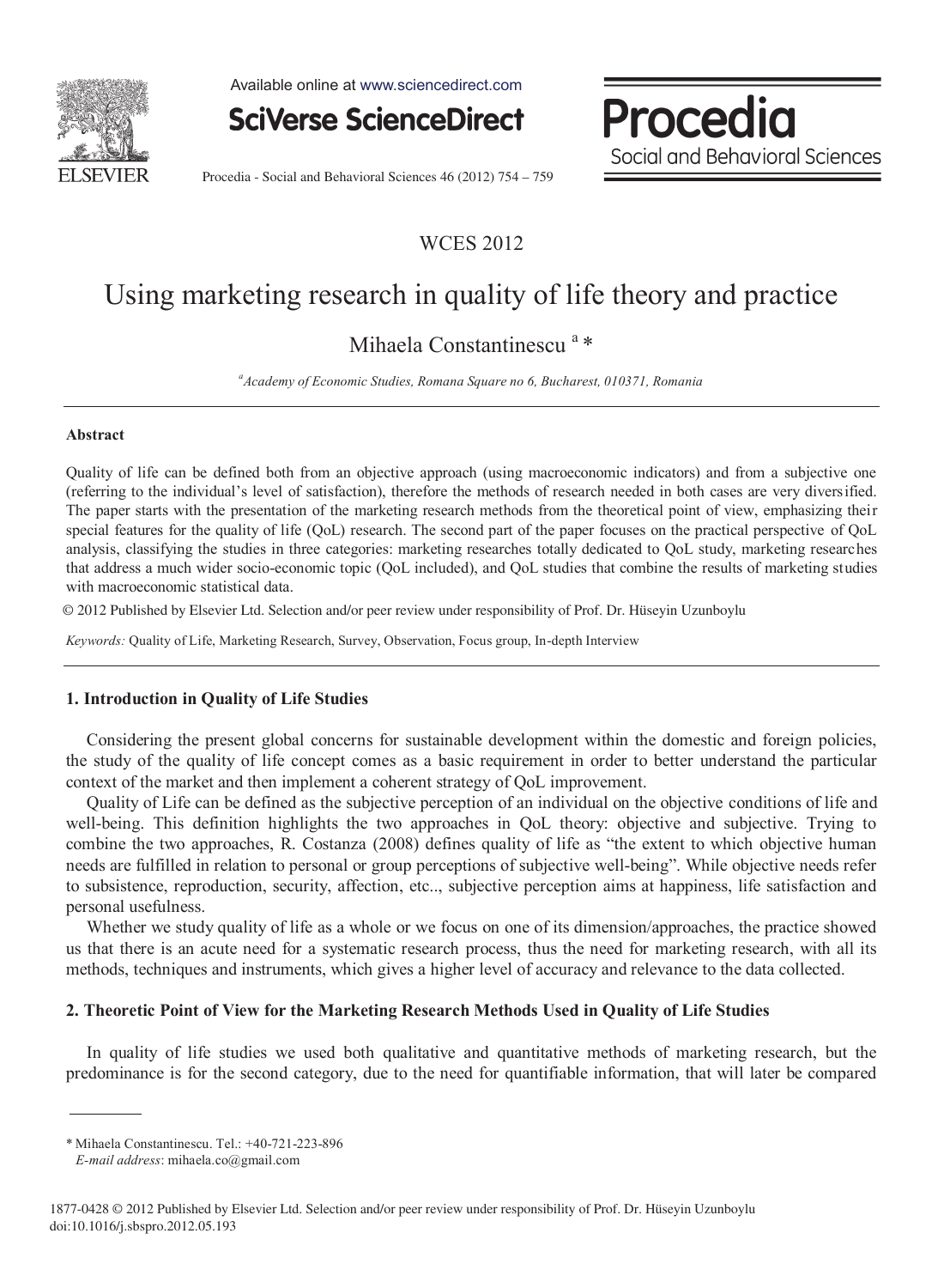WCES 2012

# Using marketing research in quality of life theory and practice

Mihaela Constantinescu [a] *

[a] *Academy of Economic Studies, Romana Square no 6, Bucharest, 010371, Romania*

---

**Abstract**

Quality of life can be defined both from an objective approach (using macroeconomic indicators) and from a subjective one (referring to the individual's level of satisfaction), therefore the methods of research needed in both cases are very diversified. The paper starts with the presentation of the marketing research methods from the theoretical point of view, emphasizing their special features for the quality of life (QoL) research. The second part of the paper focuses on the practical perspective of QoL analysis, classifying the studies in three categories: marketing researches totally dedicated to QoL study, marketing researches that address a much wider socio-economic topic (QoL included), and QoL studies that combine the results of marketing studies with macroeconomic statistical data.

© 2012 Published by Elsevier Ltd. Selection and/or peer review under responsibility of Prof. Dr. Hüseyin Uzunboylu

*Keywords:* Quality of Life, Marketing Research, Survey, Observation, Focus group, In-depth Interview

---

## 1. Introduction in Quality of Life Studies

Considering the present global concerns for sustainable development within the domestic and foreign policies, the study of the quality of life concept comes as a basic requirement in order to better understand the particular context of the market and then implement a coherent strategy of QoL improvement.

Quality of Life can be defined as the subjective perception of an individual on the objective conditions of life and well-being. This definition highlights the two approaches in QoL theory: objective and subjective. Trying to combine the two approaches, R. Costanza (2008) defines quality of life as "the extent to which objective human needs are fulfilled in relation to personal or group perceptions of subjective well-being". While objective needs refer to subsistence, reproduction, security, affection, etc.., subjective perception aims at happiness, life satisfaction and personal usefulness.

Whether we study quality of life as a whole or we focus on one of its dimension/approaches, the practice showed us that there is an acute need for a systematic research process, thus the need for marketing research, with all its methods, techniques and instruments, which gives a higher level of accuracy and relevance to the data collected.

## 2. Theoretic Point of View for the Marketing Research Methods Used in Quality of Life Studies

In quality of life studies we used both qualitative and quantitative methods of marketing research, but the predominance is for the second category, due to the need for quantifiable information, that will later be compared

---

\* Mihaela Constantinescu. Tel.: +40-721-223-896
*E-mail address*: mihaela.co@gmail.com

1877-0428 © 2012 Published by Elsevier Ltd. Selection and/or peer review under responsibility of Prof. Dr. Hüseyin Uzunboylu
doi:10.1016/j.sbspro.2012.05.193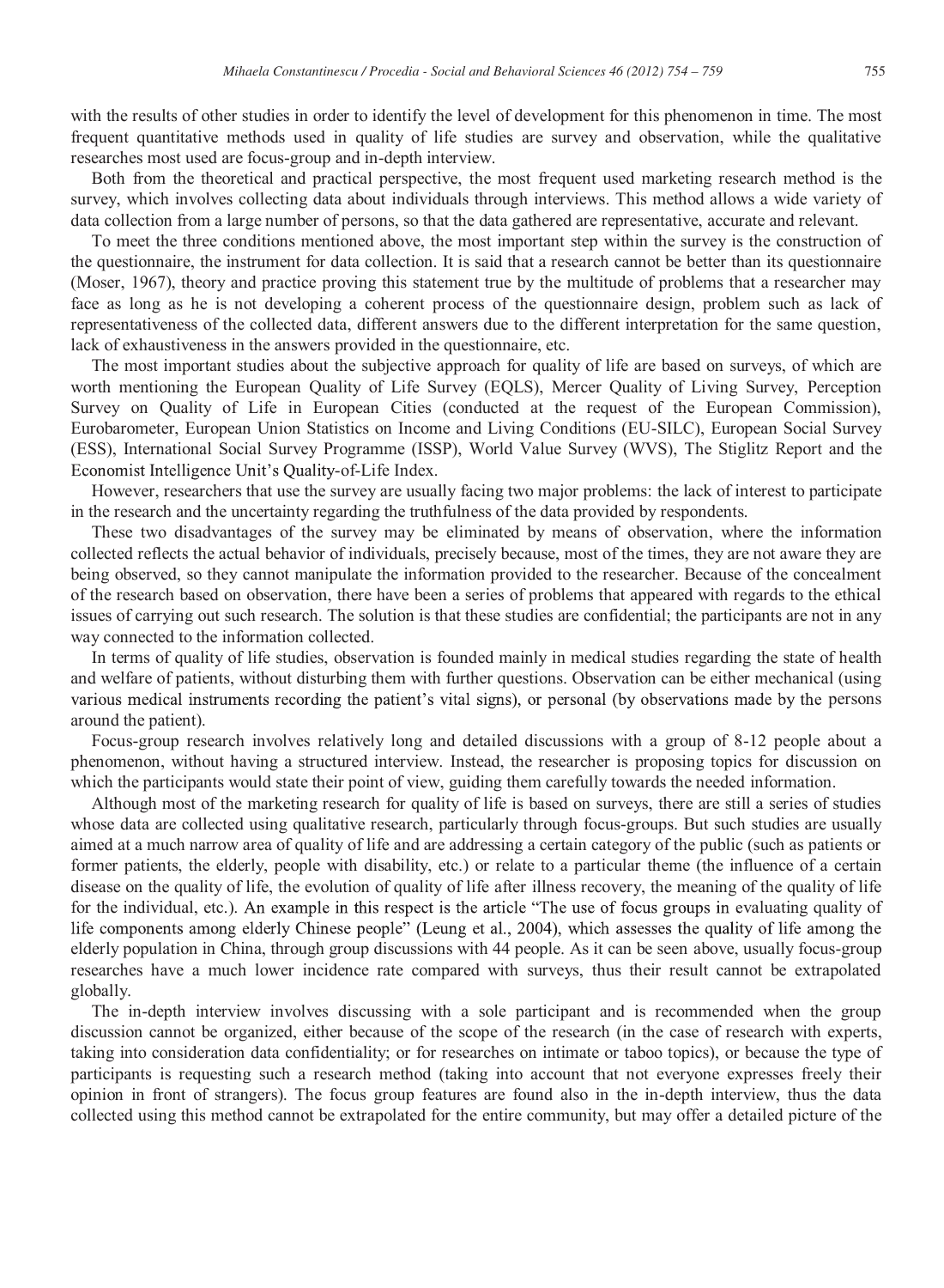with the results of other studies in order to identify the level of development for this phenomenon in time. The most frequent quantitative methods used in quality of life studies are survey and observation, while the qualitative researches most used are focus-group and in-depth interview.

Both from the theoretical and practical perspective, the most frequent used marketing research method is the survey, which involves collecting data about individuals through interviews. This method allows a wide variety of data collection from a large number of persons, so that the data gathered are representative, accurate and relevant.

To meet the three conditions mentioned above, the most important step within the survey is the construction of the questionnaire, the instrument for data collection. It is said that a research cannot be better than its questionnaire (Moser, 1967), theory and practice proving this statement true by the multitude of problems that a researcher may face as long as he is not developing a coherent process of the questionnaire design, problem such as lack of representativeness of the collected data, different answers due to the different interpretation for the same question, lack of exhaustiveness in the answers provided in the questionnaire, etc.

The most important studies about the subjective approach for quality of life are based on surveys, of which are worth mentioning the European Quality of Life Survey (EQLS), Mercer Quality of Living Survey, Perception Survey on Quality of Life in European Cities (conducted at the request of the European Commission), Eurobarometer, European Union Statistics on Income and Living Conditions (EU-SILC), European Social Survey (ESS), International Social Survey Programme (ISSP), World Value Survey (WVS), The Stiglitz Report and the Economist Intelligence Unit's Quality-of-Life Index.

However, researchers that use the survey are usually facing two major problems: the lack of interest to participate in the research and the uncertainty regarding the truthfulness of the data provided by respondents.

These two disadvantages of the survey may be eliminated by means of observation, where the information collected reflects the actual behavior of individuals, precisely because, most of the times, they are not aware they are being observed, so they cannot manipulate the information provided to the researcher. Because of the concealment of the research based on observation, there have been a series of problems that appeared with regards to the ethical issues of carrying out such research. The solution is that these studies are confidential; the participants are not in any way connected to the information collected.

In terms of quality of life studies, observation is founded mainly in medical studies regarding the state of health and welfare of patients, without disturbing them with further questions. Observation can be either mechanical (using various medical instruments recording the patient's vital signs), or personal (by observations made by the persons around the patient).

Focus-group research involves relatively long and detailed discussions with a group of 8-12 people about a phenomenon, without having a structured interview. Instead, the researcher is proposing topics for discussion on which the participants would state their point of view, guiding them carefully towards the needed information.

Although most of the marketing research for quality of life is based on surveys, there are still a series of studies whose data are collected using qualitative research, particularly through focus-groups. But such studies are usually aimed at a much narrow area of quality of life and are addressing a certain category of the public (such as patients or former patients, the elderly, people with disability, etc.) or relate to a particular theme (the influence of a certain disease on the quality of life, the evolution of quality of life after illness recovery, the meaning of the quality of life for the individual, etc.). An example in this respect is the article "The use of focus groups in evaluating quality of life components among elderly Chinese people" (Leung et al., 2004), which assesses the quality of life among the elderly population in China, through group discussions with 44 people. As it can be seen above, usually focus-group researches have a much lower incidence rate compared with surveys, thus their result cannot be extrapolated globally.

The in-depth interview involves discussing with a sole participant and is recommended when the group discussion cannot be organized, either because of the scope of the research (in the case of research with experts, taking into consideration data confidentiality; or for researches on intimate or taboo topics), or because the type of participants is requesting such a research method (taking into account that not everyone expresses freely their opinion in front of strangers). The focus group features are found also in the in-depth interview, thus the data collected using this method cannot be extrapolated for the entire community, but may offer a detailed picture of the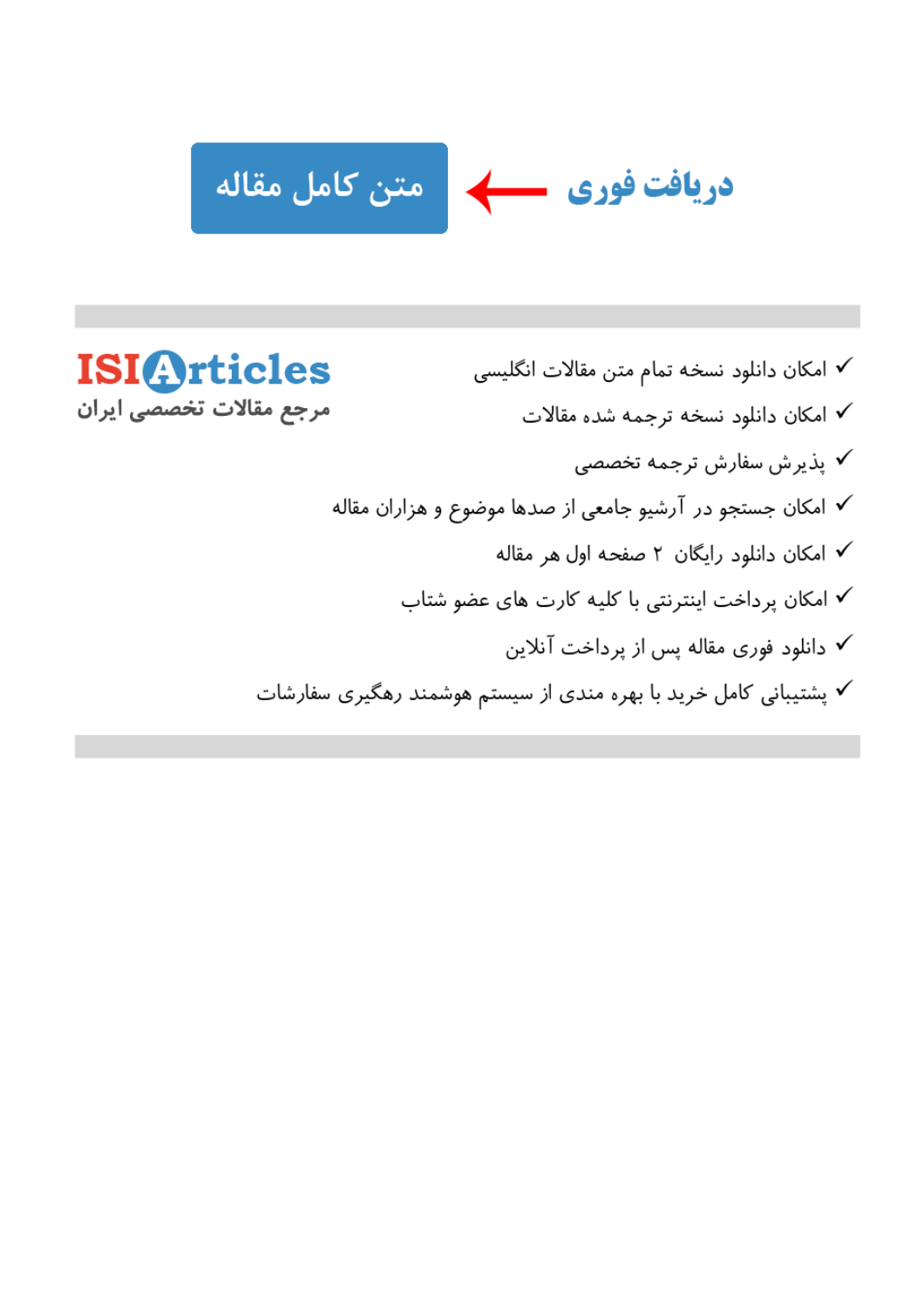دریافت فوری ← متن کامل مقاله

**ISIArticles**
مرجع مقالات تخصصی ایران

- ✓ امکان دانلود نسخه تمام متن مقالات انگلیسی
- ✓ امکان دانلود نسخه ترجمه شده مقالات
- ✓ پذیرش سفارش ترجمه تخصصی
- ✓ امکان جستجو در آرشیو جامعی از صدها موضوع و هزاران مقاله
- ✓ امکان دانلود رایگان ۲ صفحه اول هر مقاله
- ✓ امکان پرداخت اینترنتی با کلیه کارت های عضو شتاب
- ✓ دانلود فوری مقاله پس از پرداخت آنلاین
- ✓ پشتیبانی کامل خرید با بهره مندی از سیستم هوشمند رهگیری سفارشات